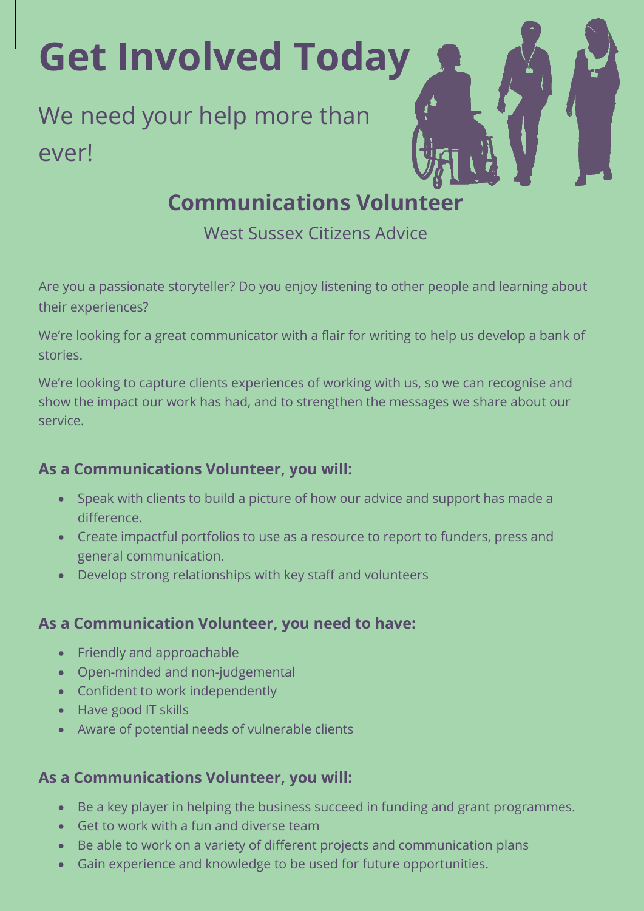# Get Involved Today

We need your help more than ever!

## Communications Volunteer

West Sussex Citizens Advice

Are you a passionate storyteller? Do you enjoy listening to other people and learning about their experiences?

We're looking for a great communicator with a flair for writing to help us develop a bank of stories.

We're looking to capture clients experiences of working with us, so we can recognise and show the impact our work has had, and to strengthen the messages we share about our service.

### As a Communications Volunteer, you will:

- Speak with clients to build a picture of how our advice and support has made a difference.
- Create impactful portfolios to use as a resource to report to funders, press and general communication.
- Develop strong relationships with key staff and volunteers

### As a Communication Volunteer, you need to have:

- Friendly and approachable
- Open-minded and non-judgemental
- Confident to work independently
- Have good IT skills
- Aware of potential needs of vulnerable clients

### As a Communications Volunteer, you will:

- Be a key player in helping the business succeed in funding and grant programmes.
- Get to work with a fun and diverse team
- Be able to work on a variety of different projects and communication plans
- Gain experience and knowledge to be used for future opportunities.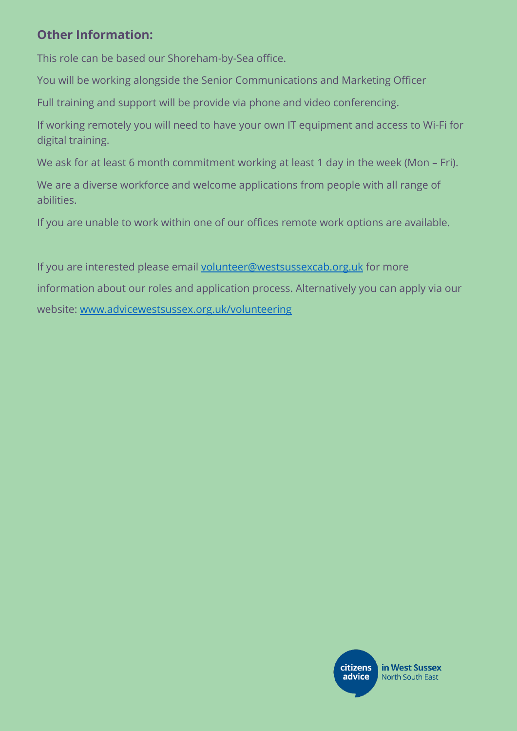## Other Information:

This role can be based our Shoreham-by-Sea office.

You will be working alongside the Senior Communications and Marketing Officer

Full training and support will be provide via phone and video conferencing.

If working remotely you will need to have your own IT equipment and access to Wi-Fi for digital training.

We ask for at least 6 month commitment working at least 1 day in the week (Mon – Fri).

We are a diverse workforce and welcome applications from people with all range of abilities.

If you are unable to work within one of our offices remote work options are available.

If you are interested please email [volunteer@westsussexcab.org.uk](mailto:volunteer@westsussexcab.org.uk) for more information about our roles and application process. Alternatively you can apply via our website: [www.advicewestsussex.org.uk/volunteering](http://www.advicewestsussex.org.uk/volunteering)

citizens advice in West Sussex North South East